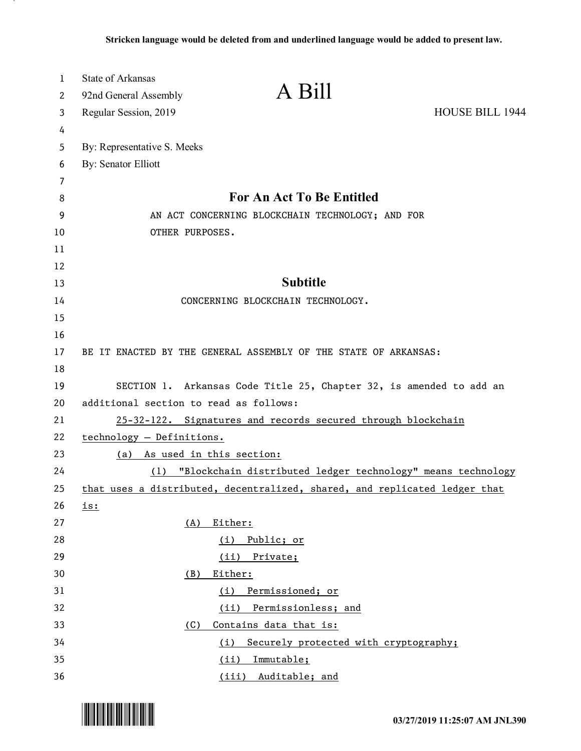**Stricken language would be deleted from and underlined language would be added to present law.**

State of Arkansas
92nd General Assembly
Regular Session, 2019

# A Bill

HOUSE BILL 1944

By: Representative S. Meeks
By: Senator Elliott

## For An Act To Be Entitled

AN ACT CONCERNING BLOCKCHAIN TECHNOLOGY; AND FOR OTHER PURPOSES.

## Subtitle

CONCERNING BLOCKCHAIN TECHNOLOGY.

BE IT ENACTED BY THE GENERAL ASSEMBLY OF THE STATE OF ARKANSAS:

SECTION 1. Arkansas Code Title 25, Chapter 32, is amended to add an additional section to read as follows:

<u>25-32-122. Signatures and records secured through blockchain technology — Definitions.</u>

<u>(a) As used in this section:</u>

<u>(1) "Blockchain distributed ledger technology" means technology that uses a distributed, decentralized, shared, and replicated ledger that is:</u>

<u>(A) Either:</u>

<u>(i) Public; or</u>

<u>(ii) Private;</u>

<u>(B) Either:</u>

<u>(i) Permissioned; or</u>

<u>(ii) Permissionless; and</u>

<u>(C) Contains data that is:</u>

<u>(i) Securely protected with cryptography;</u>

<u>(ii) Immutable;</u>

<u>(iii) Auditable; and</u>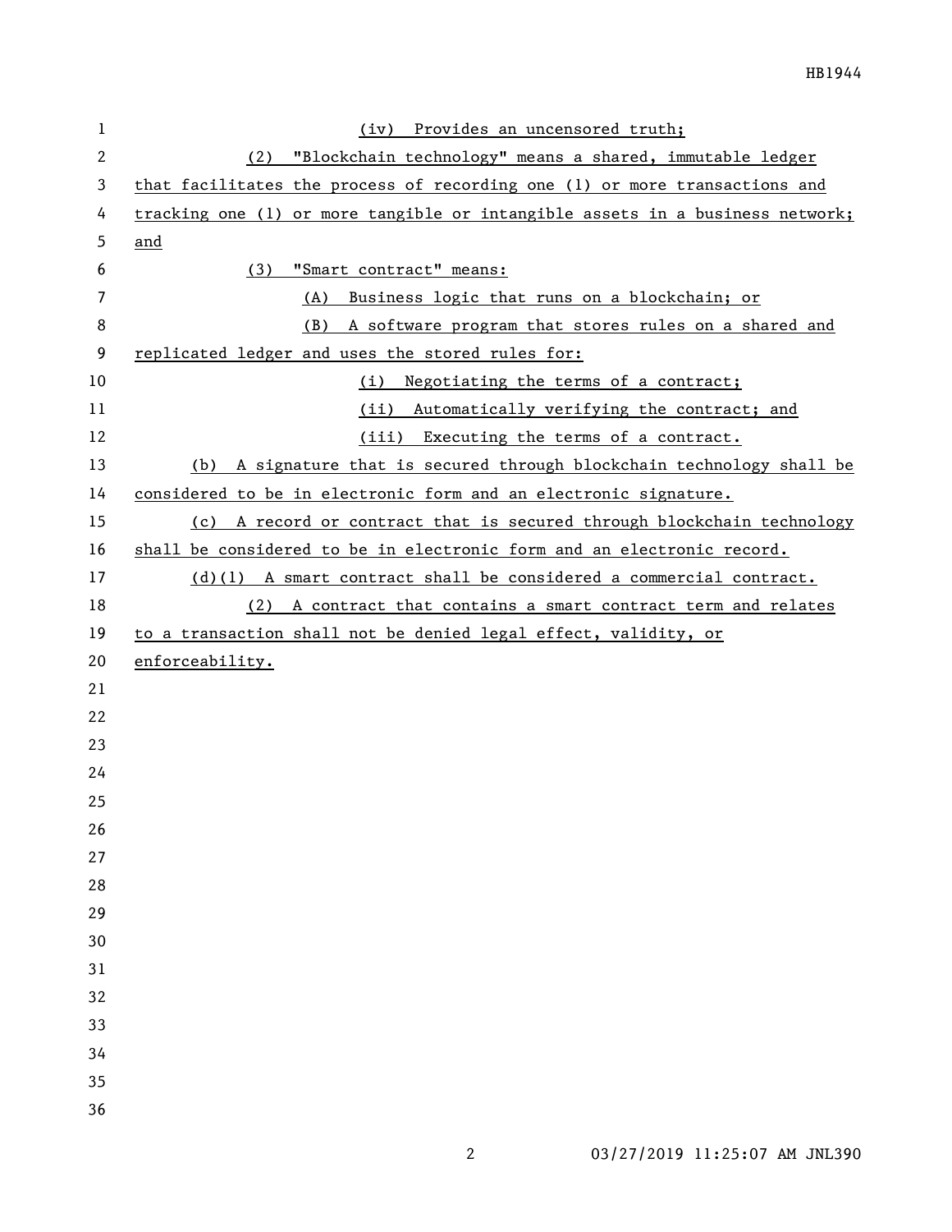(iv) Provides an uncensored truth;

(2) "Blockchain technology" means a shared, immutable ledger that facilitates the process of recording one (1) or more transactions and tracking one (1) or more tangible or intangible assets in a business network; and

(3) "Smart contract" means:

(A) Business logic that runs on a blockchain; or

(B) A software program that stores rules on a shared and replicated ledger and uses the stored rules for:

(i) Negotiating the terms of a contract;

(ii) Automatically verifying the contract; and

(iii) Executing the terms of a contract.

(b) A signature that is secured through blockchain technology shall be considered to be in electronic form and an electronic signature.

(c) A record or contract that is secured through blockchain technology shall be considered to be in electronic form and an electronic record.

(d)(1) A smart contract shall be considered a commercial contract.

(2) A contract that contains a smart contract term and relates to a transaction shall not be denied legal effect, validity, or enforceability.